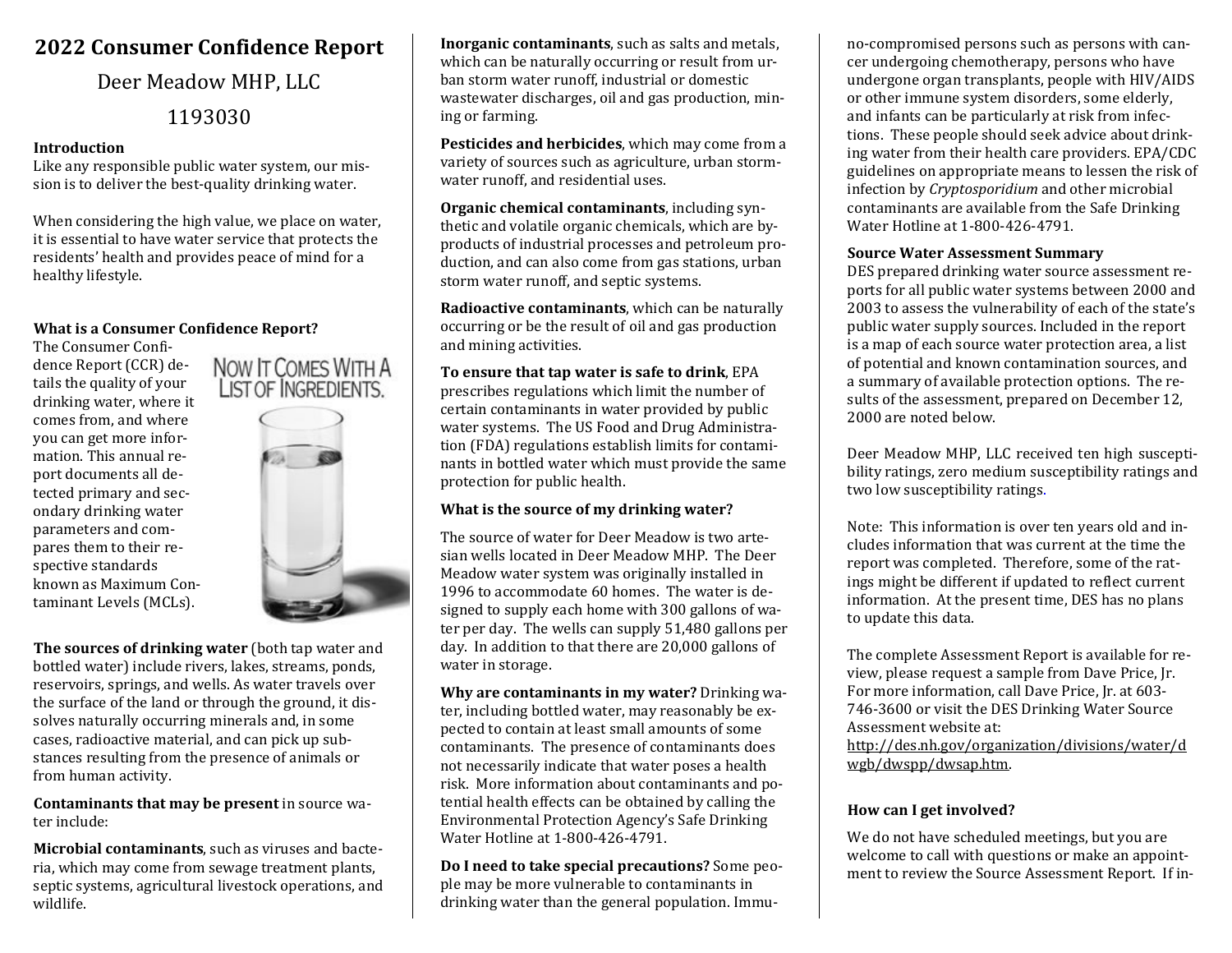# 2022 Consumer Confidence Report

## Deer Meadow MHP, LLC

## 1193030

**Introduction**

Like any responsible public water system, our mission is to deliver the best-quality drinking water.

When considering the high value, we place on water, it is essential to have water service that protects the residents' health and provides peace of mind for a healthy lifestyle.

**What is a Consumer Confidence Report?**

The Consumer Confidence Report (CCR) details the quality of your drinking water, where it comes from, and where you can get more information. This annual report documents all detected primary and secondary drinking water parameters and compares them to their respective standards known as Maximum Contaminant Levels (MCLs).

NOW IT COMES WITH A LIST OF INGREDIENTS.

**The sources of drinking water** (both tap water and bottled water) include rivers, lakes, streams, ponds, reservoirs, springs, and wells. As water travels over the surface of the land or through the ground, it dissolves naturally occurring minerals and, in some cases, radioactive material, and can pick up substances resulting from the presence of animals or from human activity.

**Contaminants that may be present** in source water include:

**Microbial contaminants**, such as viruses and bacteria, which may come from sewage treatment plants, septic systems, agricultural livestock operations, and wildlife.

**Inorganic contaminants**, such as salts and metals, which can be naturally occurring or result from urban storm water runoff, industrial or domestic wastewater discharges, oil and gas production, mining or farming.

**Pesticides and herbicides**, which may come from a variety of sources such as agriculture, urban stormwater runoff, and residential uses.

**Organic chemical contaminants**, including synthetic and volatile organic chemicals, which are byproducts of industrial processes and petroleum production, and can also come from gas stations, urban storm water runoff, and septic systems.

**Radioactive contaminants**, which can be naturally occurring or be the result of oil and gas production and mining activities.

**To ensure that tap water is safe to drink**, EPA prescribes regulations which limit the number of certain contaminants in water provided by public water systems. The US Food and Drug Administration (FDA) regulations establish limits for contaminants in bottled water which must provide the same protection for public health.

**What is the source of my drinking water?**

The source of water for Deer Meadow is two artesian wells located in Deer Meadow MHP. The Deer Meadow water system was originally installed in 1996 to accommodate 60 homes. The water is designed to supply each home with 300 gallons of water per day. The wells can supply 51,480 gallons per day. In addition to that there are 20,000 gallons of water in storage.

**Why are contaminants in my water?** Drinking water, including bottled water, may reasonably be expected to contain at least small amounts of some contaminants. The presence of contaminants does not necessarily indicate that water poses a health risk. More information about contaminants and potential health effects can be obtained by calling the Environmental Protection Agency's Safe Drinking Water Hotline at 1-800-426-4791.

**Do I need to take special precautions?** Some people may be more vulnerable to contaminants in drinking water than the general population. Immuno-compromised persons such as persons with cancer undergoing chemotherapy, persons who have undergone organ transplants, people with HIV/AIDS or other immune system disorders, some elderly, and infants can be particularly at risk from infections. These people should seek advice about drinking water from their health care providers. EPA/CDC guidelines on appropriate means to lessen the risk of infection by *Cryptosporidium* and other microbial contaminants are available from the Safe Drinking Water Hotline at 1-800-426-4791.

**Source Water Assessment Summary**

DES prepared drinking water source assessment reports for all public water systems between 2000 and 2003 to assess the vulnerability of each of the state's public water supply sources. Included in the report is a map of each source water protection area, a list of potential and known contamination sources, and a summary of available protection options. The results of the assessment, prepared on December 12, 2000 are noted below.

Deer Meadow MHP, LLC received ten high susceptibility ratings, zero medium susceptibility ratings and two low susceptibility ratings.

Note: This information is over ten years old and includes information that was current at the time the report was completed. Therefore, some of the ratings might be different if updated to reflect current information. At the present time, DES has no plans to update this data.

The complete Assessment Report is available for review, please request a sample from Dave Price, Jr. For more information, call Dave Price, Jr. at 603-746-3600 or visit the DES Drinking Water Source Assessment website at: http://des.nh.gov/organization/divisions/water/dwgb/dwspp/dwsap.htm.

**How can I get involved?**

We do not have scheduled meetings, but you are welcome to call with questions or make an appointment to review the Source Assessment Report. If in-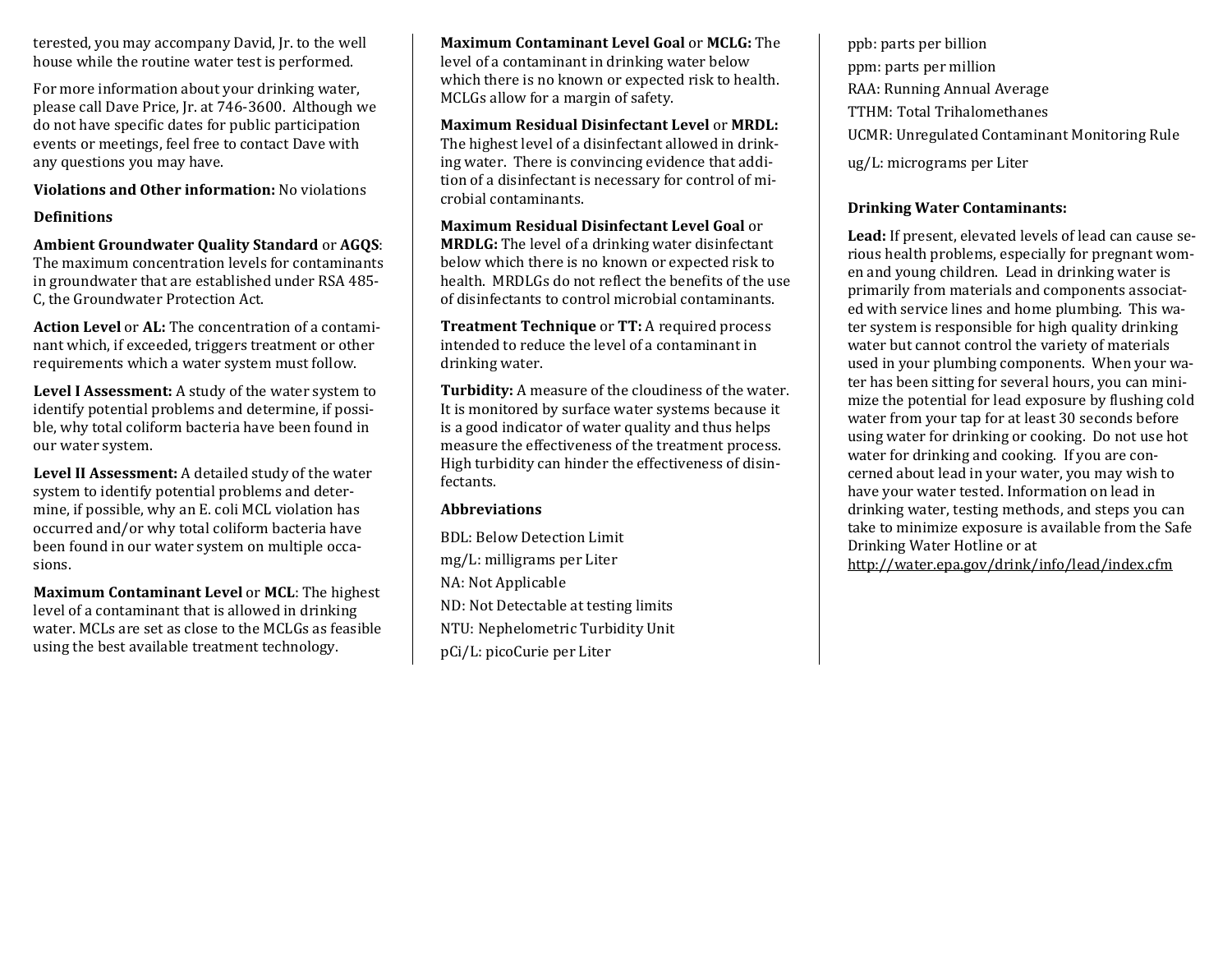terested, you may accompany David, Jr. to the well house while the routine water test is performed.

For more information about your drinking water, please call Dave Price, Jr. at 746-3600. Although we do not have specific dates for public participation events or meetings, feel free to contact Dave with any questions you may have.

**Violations and Other information:** No violations

**Definitions**

**Ambient Groundwater Quality Standard** or **AGQS**: The maximum concentration levels for contaminants in groundwater that are established under RSA 485-C, the Groundwater Protection Act.

**Action Level** or **AL:** The concentration of a contaminant which, if exceeded, triggers treatment or other requirements which a water system must follow.

**Level I Assessment:** A study of the water system to identify potential problems and determine, if possible, why total coliform bacteria have been found in our water system.

**Level II Assessment:** A detailed study of the water system to identify potential problems and determine, if possible, why an E. coli MCL violation has occurred and/or why total coliform bacteria have been found in our water system on multiple occasions.

**Maximum Contaminant Level** or **MCL**: The highest level of a contaminant that is allowed in drinking water. MCLs are set as close to the MCLGs as feasible using the best available treatment technology.

**Maximum Contaminant Level Goal** or **MCLG:** The level of a contaminant in drinking water below which there is no known or expected risk to health. MCLGs allow for a margin of safety.

**Maximum Residual Disinfectant Level** or **MRDL:** The highest level of a disinfectant allowed in drinking water. There is convincing evidence that addition of a disinfectant is necessary for control of microbial contaminants.

**Maximum Residual Disinfectant Level Goal** or **MRDLG:** The level of a drinking water disinfectant below which there is no known or expected risk to health. MRDLGs do not reflect the benefits of the use of disinfectants to control microbial contaminants.

**Treatment Technique** or **TT:** A required process intended to reduce the level of a contaminant in drinking water.

**Turbidity:** A measure of the cloudiness of the water. It is monitored by surface water systems because it is a good indicator of water quality and thus helps measure the effectiveness of the treatment process. High turbidity can hinder the effectiveness of disinfectants.

**Abbreviations**

BDL: Below Detection Limit

mg/L: milligrams per Liter

NA: Not Applicable

ND: Not Detectable at testing limits

NTU: Nephelometric Turbidity Unit

pCi/L: picoCurie per Liter

ppb: parts per billion

ppm: parts per million

RAA: Running Annual Average

TTHM: Total Trihalomethanes

UCMR: Unregulated Contaminant Monitoring Rule

ug/L: micrograms per Liter

**Drinking Water Contaminants:**

**Lead:** If present, elevated levels of lead can cause serious health problems, especially for pregnant women and young children. Lead in drinking water is primarily from materials and components associated with service lines and home plumbing. This water system is responsible for high quality drinking water but cannot control the variety of materials used in your plumbing components. When your water has been sitting for several hours, you can minimize the potential for lead exposure by flushing cold water from your tap for at least 30 seconds before using water for drinking or cooking. Do not use hot water for drinking and cooking. If you are concerned about lead in your water, you may wish to have your water tested. Information on lead in drinking water, testing methods, and steps you can take to minimize exposure is available from the Safe Drinking Water Hotline or at http://water.epa.gov/drink/info/lead/index.cfm